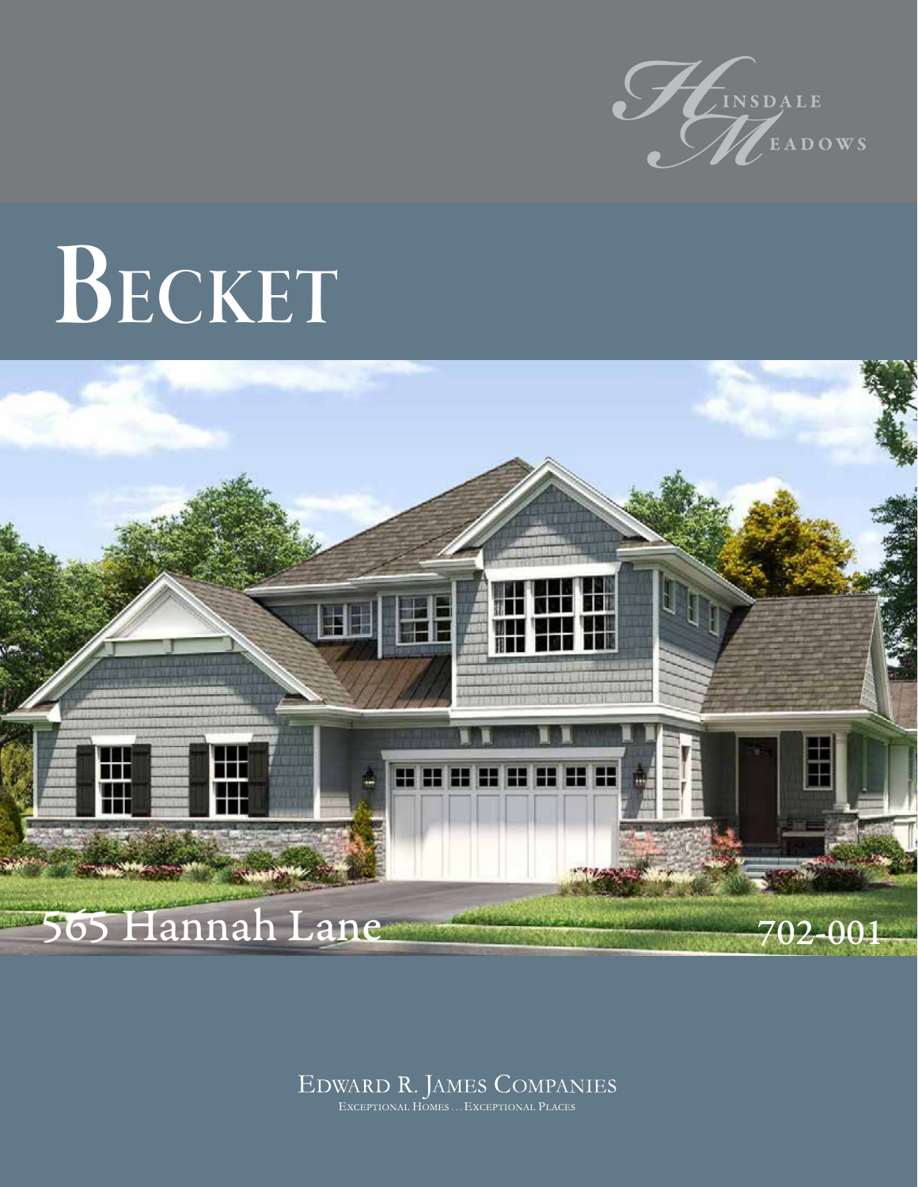Hinsdale Meadows

# Becket

565 Hannah Lane

702-001

Edward R. James Companies

Exceptional Homes . . . Exceptional Places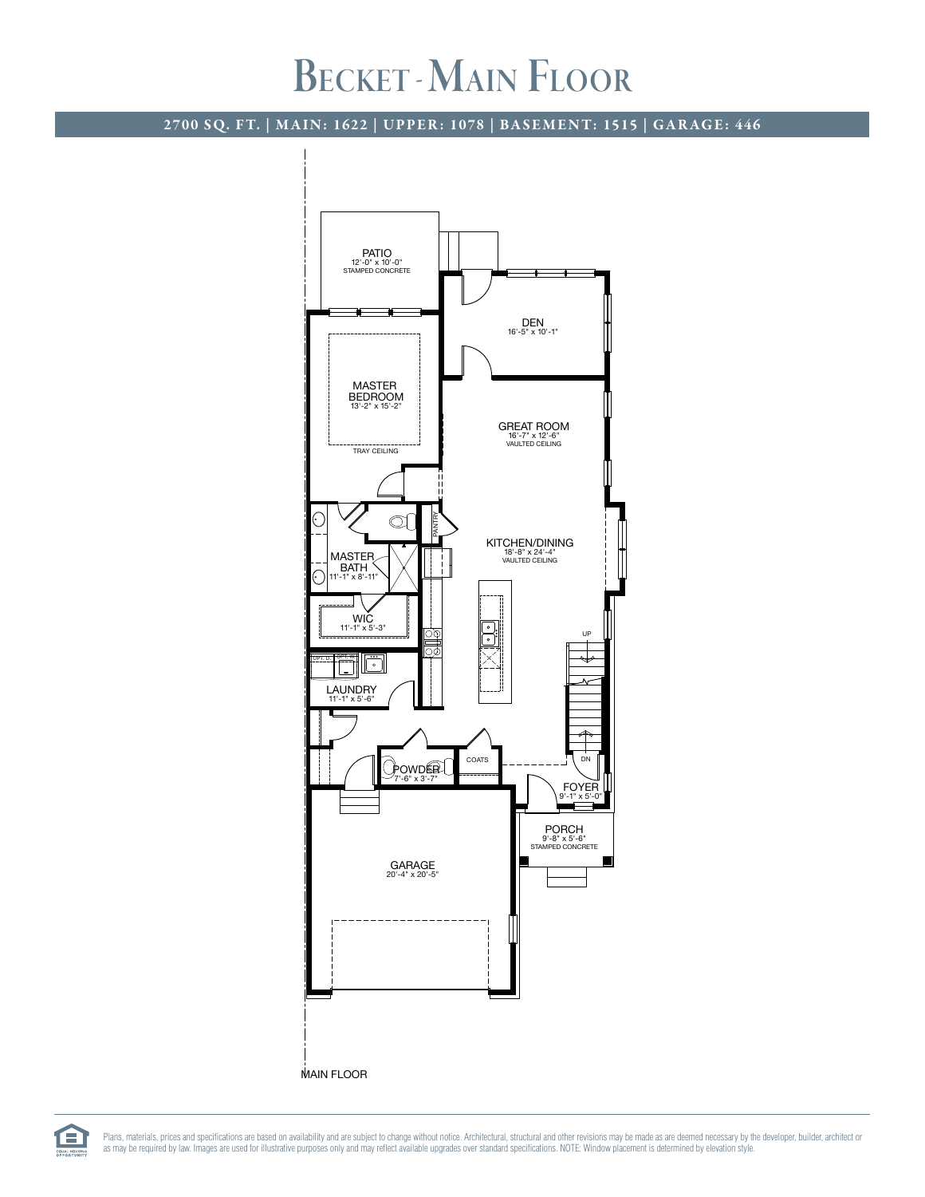# Becket - Main Floor

**2700 SQ. FT. | MAIN: 1622 | UPPER: 1078 | BASEMENT: 1515 | GARAGE: 446**

PATIO
12'-0" x 10'-0"
STAMPED CONCRETE

DEN
16'-5" x 10'-1"

MASTER BEDROOM
13'-2" x 15'-2"
TRAY CEILING

GREAT ROOM
16'-7" x 12'-6"
VAULTED CEILING

PANTRY

MASTER BATH
11'-1" x 8'-11"

KITCHEN/DINING
18'-8" x 24'-4"
VAULTED CEILING

WIC
11'-1" x 5'-3"

UP

LAUNDRY
11'-1" x 5'-6"

COATS

DN

POWDER
7'-6" x 3'-7"

FOYER
9'-1" x 5'-0"

PORCH
9'-8" x 5'-6"
STAMPED CONCRETE

GARAGE
20'-4" x 20'-5"

MAIN FLOOR

Plans, materials, prices and specifications are based on availability and are subject to change without notice. Architectural, structural and other revisions may be made as are deemed necessary by the developer, builder, architect or as may be required by law. Images are used for illustrative purposes only and may reflect available upgrades over standard specifications. NOTE: Window placement is determined by elevation style.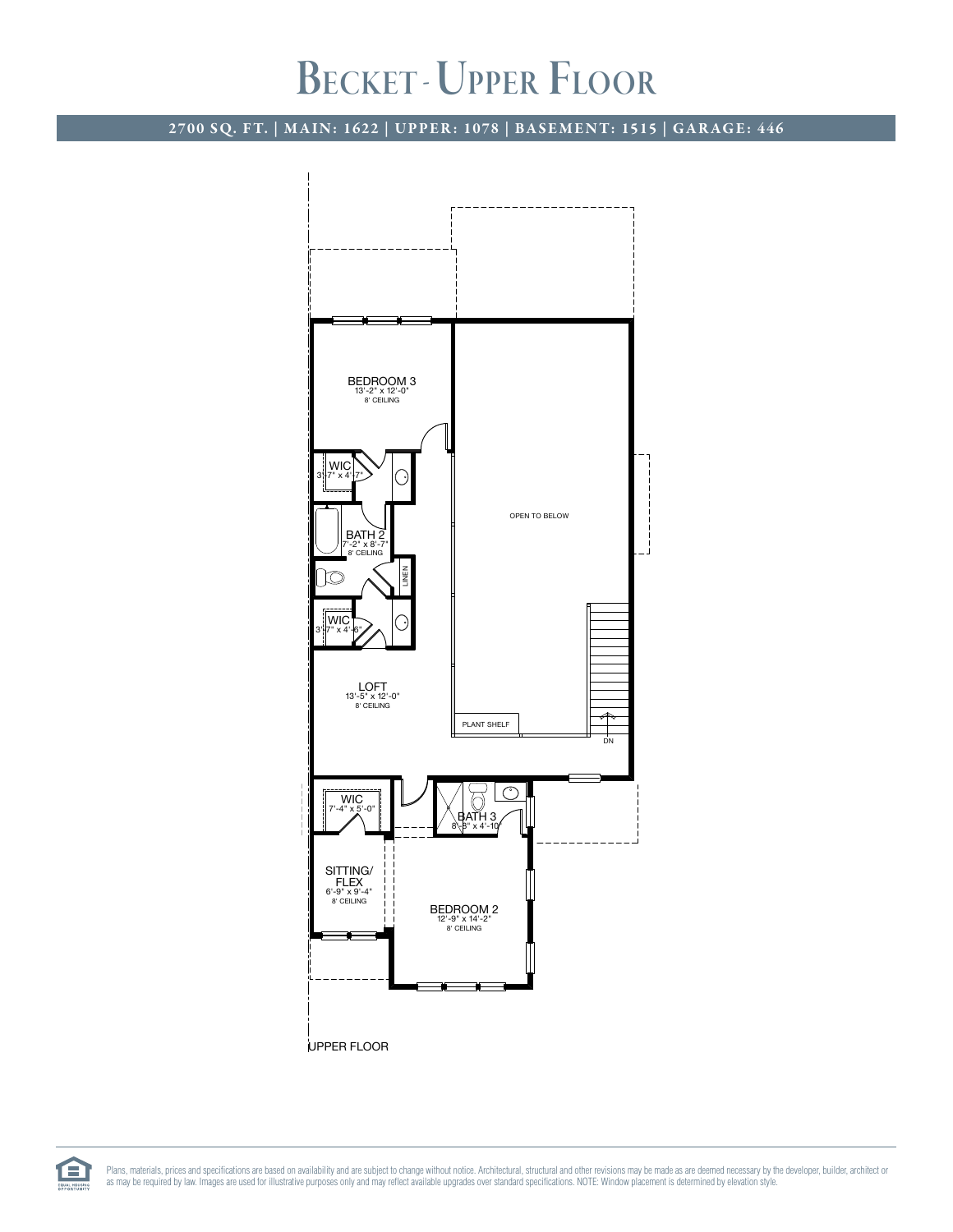# Becket - Upper Floor

**2700 SQ. FT. | MAIN: 1622 | UPPER: 1078 | BASEMENT: 1515 | GARAGE: 446**

BEDROOM 3
13'-2" x 12'-0"
8' CEILING

WIC
3'-7" x 4'-7"

BATH 2
7'-2" x 8'-7"
8' CEILING

LINEN

WIC
3'-7" x 4'-6"

OPEN TO BELOW

LOFT
13'-5" x 12'-0"
8' CEILING

PLANT SHELF

DN

WIC
7'-4" x 5'-0"

BATH 3
8'-3" x 4'-10"

SITTING/
FLEX
6'-9" x 9'-4"
8' CEILING

BEDROOM 2
12'-9" x 14'-2"
8' CEILING

UPPER FLOOR

Plans, materials, prices and specifications are based on availability and are subject to change without notice. Architectural, structural and other revisions may be made as are deemed necessary by the developer, builder, architect or as may be required by law. Images are used for illustrative purposes only and may reflect available upgrades over standard specifications. NOTE: Window placement is determined by elevation style.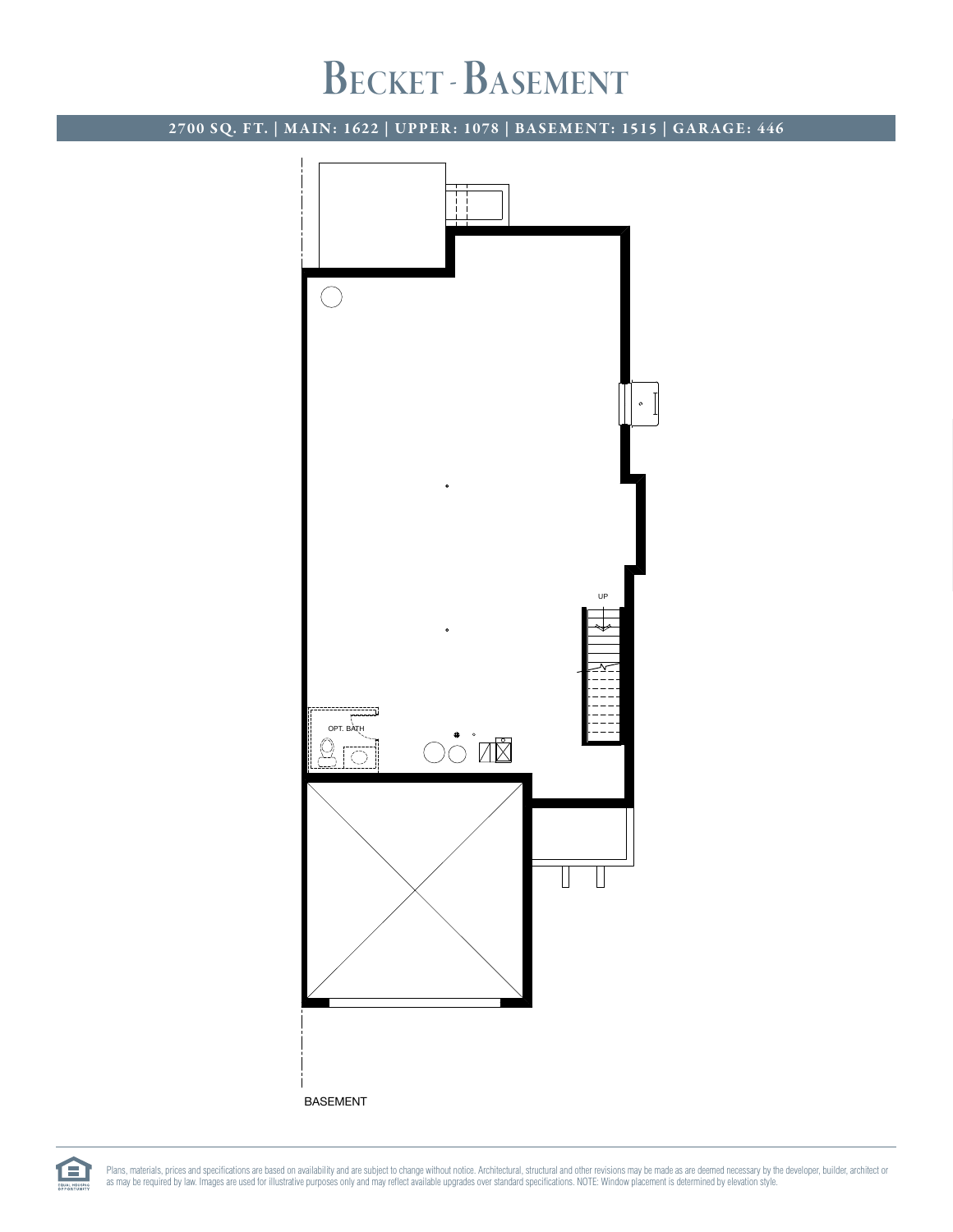# Becket - Basement

**2700 SQ. FT. | MAIN: 1622 | UPPER: 1078 | BASEMENT: 1515 | GARAGE: 446**

UP

OPT. BATH

BASEMENT

Plans, materials, prices and specifications are based on availability and are subject to change without notice. Architectural, structural and other revisions may be made as are deemed necessary by the developer, builder, architect or as may be required by law. Images are used for illustrative purposes only and may reflect available upgrades over standard specifications. NOTE: Window placement is determined by elevation style.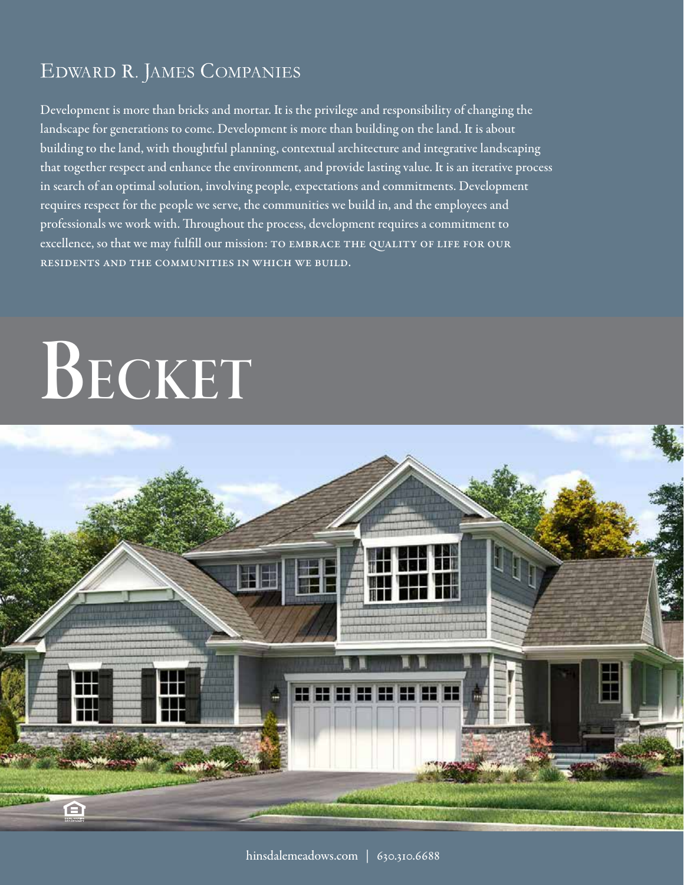## Edward R. James Companies

Development is more than bricks and mortar. It is the privilege and responsibility of changing the landscape for generations to come. Development is more than building on the land. It is about building to the land, with thoughtful planning, contextual architecture and integrative landscaping that together respect and enhance the environment, and provide lasting value. It is an iterative process in search of an optimal solution, involving people, expectations and commitments. Development requires respect for the people we serve, the communities we build in, and the employees and professionals we work with. Throughout the process, development requires a commitment to excellence, so that we may fulfill our mission: TO EMBRACE THE QUALITY OF LIFE FOR OUR RESIDENTS AND THE COMMUNITIES IN WHICH WE BUILD.

# Becket

hinsdalemeadows.com | 630.310.6688